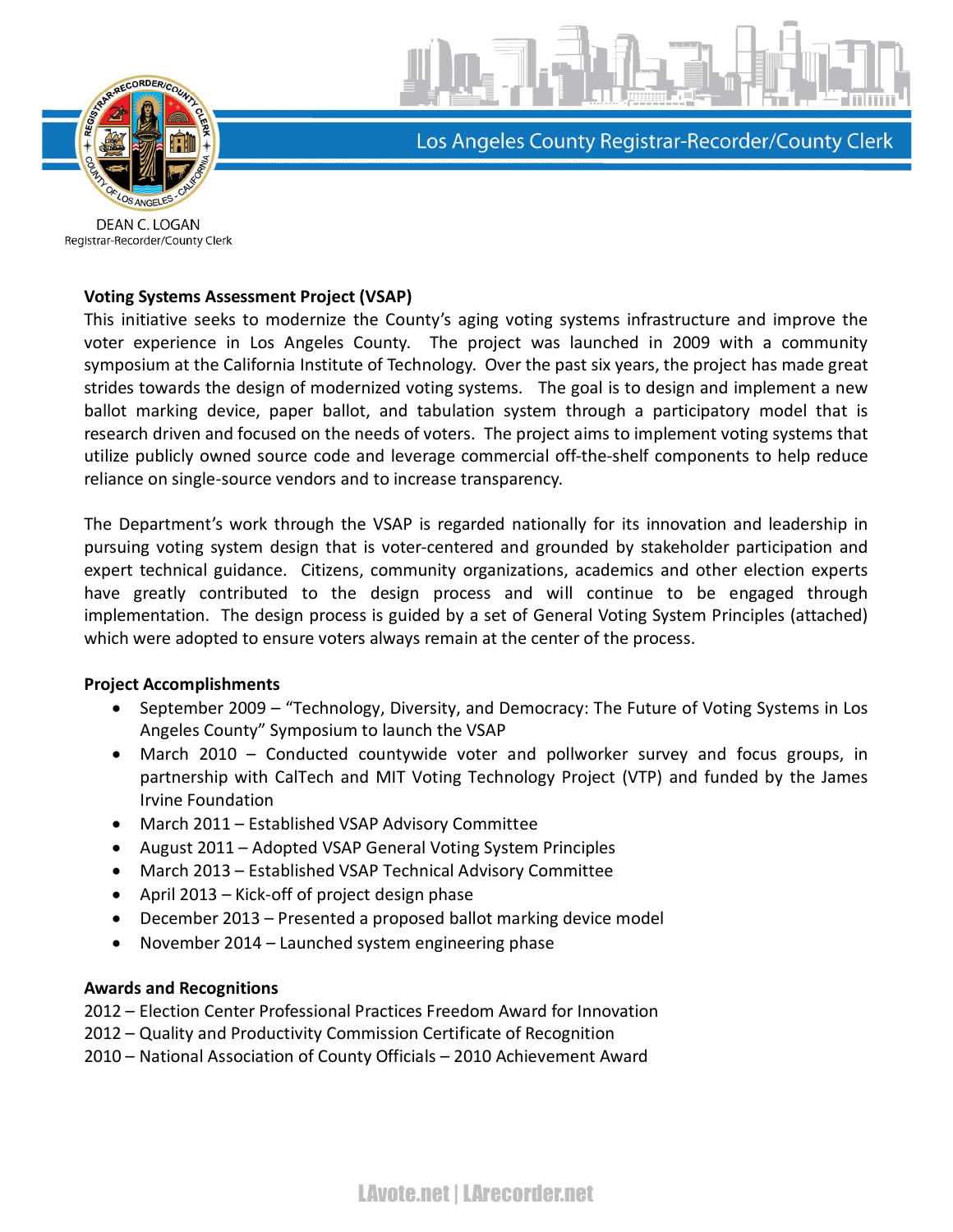Los Angeles County Registrar-Recorder/County Clerk

DEAN C. LOGAN
Registrar-Recorder/County Clerk

**Voting Systems Assessment Project (VSAP)**

This initiative seeks to modernize the County's aging voting systems infrastructure and improve the voter experience in Los Angeles County. The project was launched in 2009 with a community symposium at the California Institute of Technology. Over the past six years, the project has made great strides towards the design of modernized voting systems. The goal is to design and implement a new ballot marking device, paper ballot, and tabulation system through a participatory model that is research driven and focused on the needs of voters. The project aims to implement voting systems that utilize publicly owned source code and leverage commercial off-the-shelf components to help reduce reliance on single-source vendors and to increase transparency.

The Department's work through the VSAP is regarded nationally for its innovation and leadership in pursuing voting system design that is voter-centered and grounded by stakeholder participation and expert technical guidance. Citizens, community organizations, academics and other election experts have greatly contributed to the design process and will continue to be engaged through implementation. The design process is guided by a set of General Voting System Principles (attached) which were adopted to ensure voters always remain at the center of the process.

**Project Accomplishments**

- September 2009 – "Technology, Diversity, and Democracy: The Future of Voting Systems in Los Angeles County" Symposium to launch the VSAP
- March 2010 – Conducted countywide voter and pollworker survey and focus groups, in partnership with CalTech and MIT Voting Technology Project (VTP) and funded by the James Irvine Foundation
- March 2011 – Established VSAP Advisory Committee
- August 2011 – Adopted VSAP General Voting System Principles
- March 2013 – Established VSAP Technical Advisory Committee
- April 2013 – Kick-off of project design phase
- December 2013 – Presented a proposed ballot marking device model
- November 2014 – Launched system engineering phase

**Awards and Recognitions**

2012 – Election Center Professional Practices Freedom Award for Innovation
2012 – Quality and Productivity Commission Certificate of Recognition
2010 – National Association of County Officials – 2010 Achievement Award

LAvote.net | LArecorder.net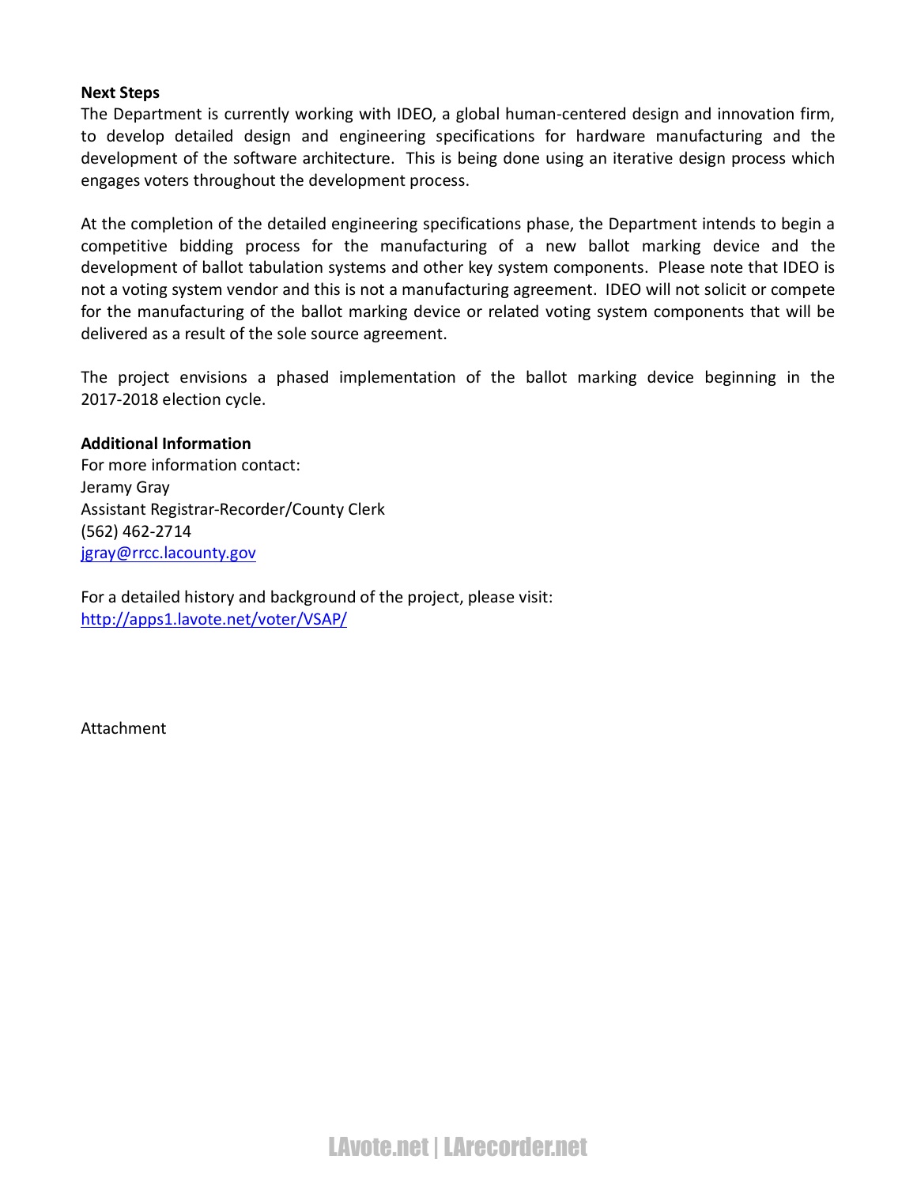**Next Steps**

The Department is currently working with IDEO, a global human-centered design and innovation firm, to develop detailed design and engineering specifications for hardware manufacturing and the development of the software architecture. This is being done using an iterative design process which engages voters throughout the development process.

At the completion of the detailed engineering specifications phase, the Department intends to begin a competitive bidding process for the manufacturing of a new ballot marking device and the development of ballot tabulation systems and other key system components. Please note that IDEO is not a voting system vendor and this is not a manufacturing agreement. IDEO will not solicit or compete for the manufacturing of the ballot marking device or related voting system components that will be delivered as a result of the sole source agreement.

The project envisions a phased implementation of the ballot marking device beginning in the 2017-2018 election cycle.

**Additional Information**

For more information contact:
Jeramy Gray
Assistant Registrar-Recorder/County Clerk
(562) 462-2714
[jgray@rrcc.lacounty.gov](mailto:jgray@rrcc.lacounty.gov)

For a detailed history and background of the project, please visit:
[http://apps1.lavote.net/voter/VSAP/](http://apps1.lavote.net/voter/VSAP/)

Attachment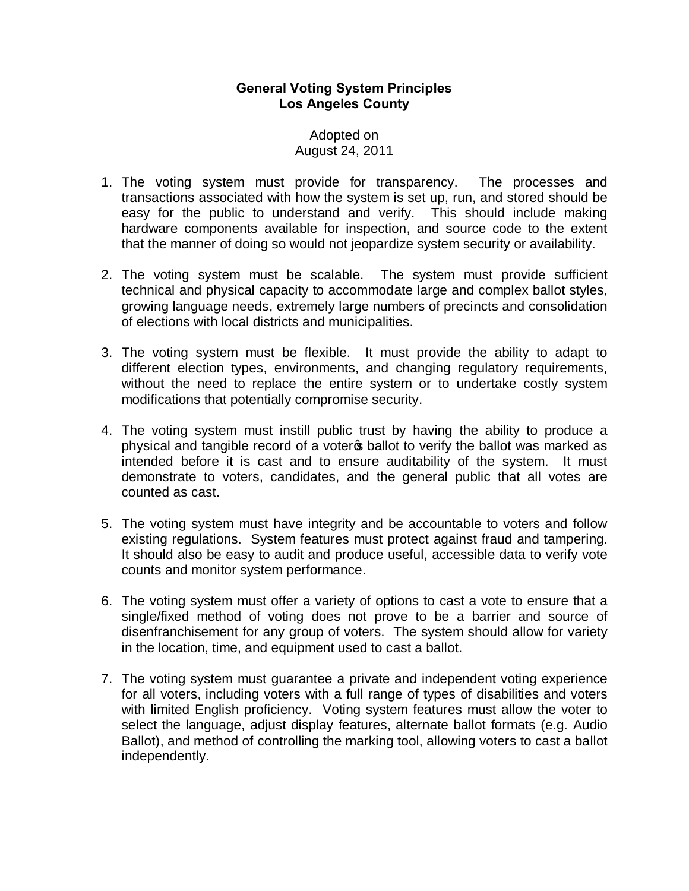**General Voting System Principles**
**Los Angeles County**

Adopted on
August 24, 2011

1. The voting system must provide for transparency. The processes and transactions associated with how the system is set up, run, and stored should be easy for the public to understand and verify. This should include making hardware components available for inspection, and source code to the extent that the manner of doing so would not jeopardize system security or availability.

2. The voting system must be scalable. The system must provide sufficient technical and physical capacity to accommodate large and complex ballot styles, growing language needs, extremely large numbers of precincts and consolidation of elections with local districts and municipalities.

3. The voting system must be flexible. It must provide the ability to adapt to different election types, environments, and changing regulatory requirements, without the need to replace the entire system or to undertake costly system modifications that potentially compromise security.

4. The voting system must instill public trust by having the ability to produce a physical and tangible record of a voter's ballot to verify the ballot was marked as intended before it is cast and to ensure auditability of the system. It must demonstrate to voters, candidates, and the general public that all votes are counted as cast.

5. The voting system must have integrity and be accountable to voters and follow existing regulations. System features must protect against fraud and tampering. It should also be easy to audit and produce useful, accessible data to verify vote counts and monitor system performance.

6. The voting system must offer a variety of options to cast a vote to ensure that a single/fixed method of voting does not prove to be a barrier and source of disenfranchisement for any group of voters. The system should allow for variety in the location, time, and equipment used to cast a ballot.

7. The voting system must guarantee a private and independent voting experience for all voters, including voters with a full range of types of disabilities and voters with limited English proficiency. Voting system features must allow the voter to select the language, adjust display features, alternate ballot formats (e.g. Audio Ballot), and method of controlling the marking tool, allowing voters to cast a ballot independently.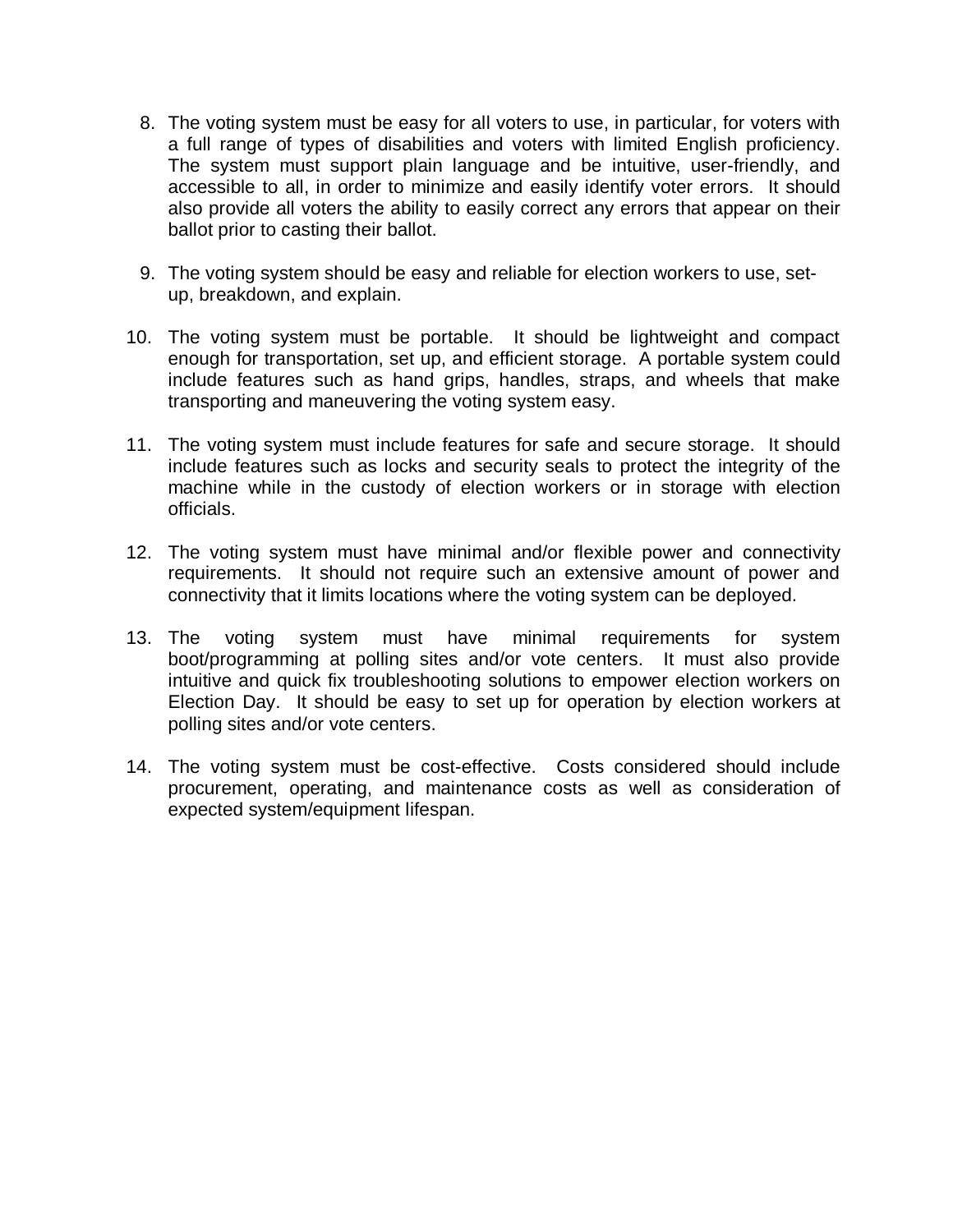8. The voting system must be easy for all voters to use, in particular, for voters with a full range of types of disabilities and voters with limited English proficiency. The system must support plain language and be intuitive, user-friendly, and accessible to all, in order to minimize and easily identify voter errors. It should also provide all voters the ability to easily correct any errors that appear on their ballot prior to casting their ballot.

9. The voting system should be easy and reliable for election workers to use, set-up, breakdown, and explain.

10. The voting system must be portable. It should be lightweight and compact enough for transportation, set up, and efficient storage. A portable system could include features such as hand grips, handles, straps, and wheels that make transporting and maneuvering the voting system easy.

11. The voting system must include features for safe and secure storage. It should include features such as locks and security seals to protect the integrity of the machine while in the custody of election workers or in storage with election officials.

12. The voting system must have minimal and/or flexible power and connectivity requirements. It should not require such an extensive amount of power and connectivity that it limits locations where the voting system can be deployed.

13. The voting system must have minimal requirements for system boot/programming at polling sites and/or vote centers. It must also provide intuitive and quick fix troubleshooting solutions to empower election workers on Election Day. It should be easy to set up for operation by election workers at polling sites and/or vote centers.

14. The voting system must be cost-effective. Costs considered should include procurement, operating, and maintenance costs as well as consideration of expected system/equipment lifespan.